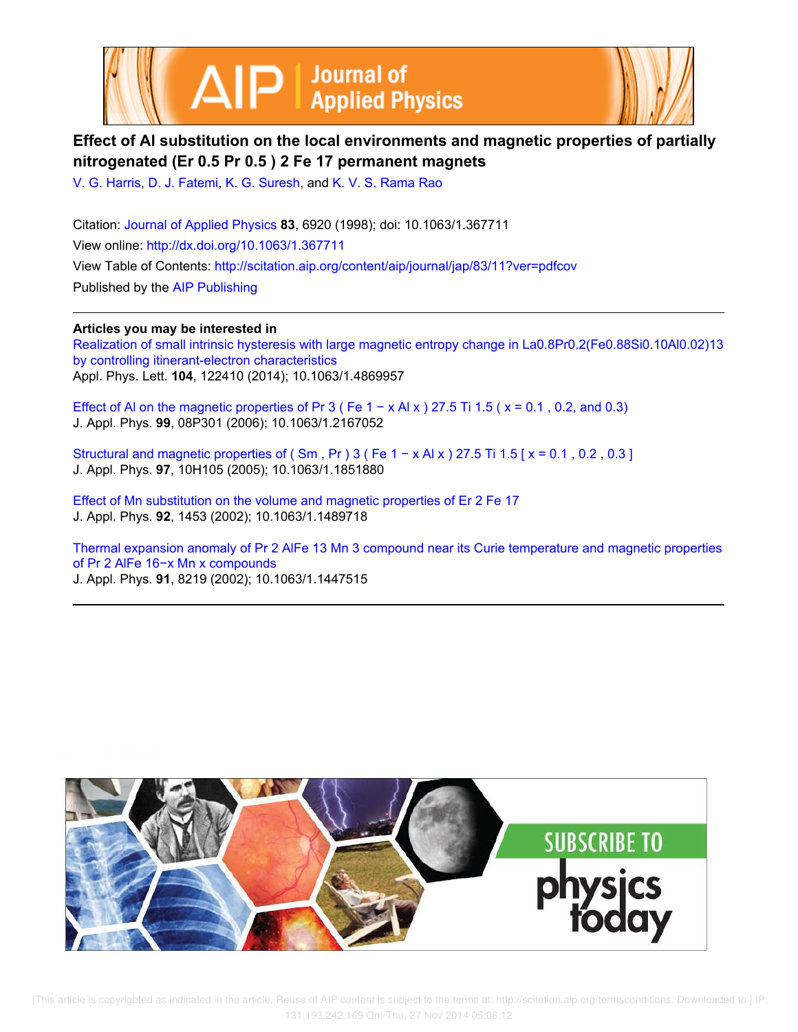# Effect of Al substitution on the local environments and magnetic properties of partially nitrogenated $(Er_{0.5}Pr_{0.5})_2Fe_{17}$ permanent magnets

V. G. Harris, D. J. Fatemi, K. G. Suresh, and K. V. S. Rama Rao

Citation: Journal of Applied Physics **83**, 6920 (1998); doi: 10.1063/1.367711

View online: http://dx.doi.org/10.1063/1.367711

View Table of Contents: http://scitation.aip.org/content/aip/journal/jap/83/11?ver=pdfcov

Published by the AIP Publishing

**Articles you may be interested in**

Realization of small intrinsic hysteresis with large magnetic entropy change in $La_{0.8}Pr_{0.2}(Fe_{0.88}Si_{0.10}Al_{0.02})_{13}$ by controlling itinerant-electron characteristics

Appl. Phys. Lett. **104**, 122410 (2014); 10.1063/1.4869957

Effect of Al on the magnetic properties of $Pr_3(Fe_{1-x}Al_x)_{27.5}Ti_{1.5}$ ($x = 0.1$, 0.2, and 0.3)

J. Appl. Phys. **99**, 08P301 (2006); 10.1063/1.2167052

Structural and magnetic properties of $(Sm, Pr)_3(Fe_{1-x}Al_x)_{27.5}Ti_{1.5}$ [$x = 0.1$, 0.2, 0.3]

J. Appl. Phys. **97**, 10H105 (2005); 10.1063/1.1851880

Effect of Mn substitution on the volume and magnetic properties of $Er_2Fe_{17}$

J. Appl. Phys. **92**, 1453 (2002); 10.1063/1.1489718

Thermal expansion anomaly of $Pr_2AlFe_{13}Mn_3$ compound near its Curie temperature and magnetic properties of $Pr_2AlFe_{16-x}Mn_x$ compounds

J. Appl. Phys. **91**, 8219 (2002); 10.1063/1.1447515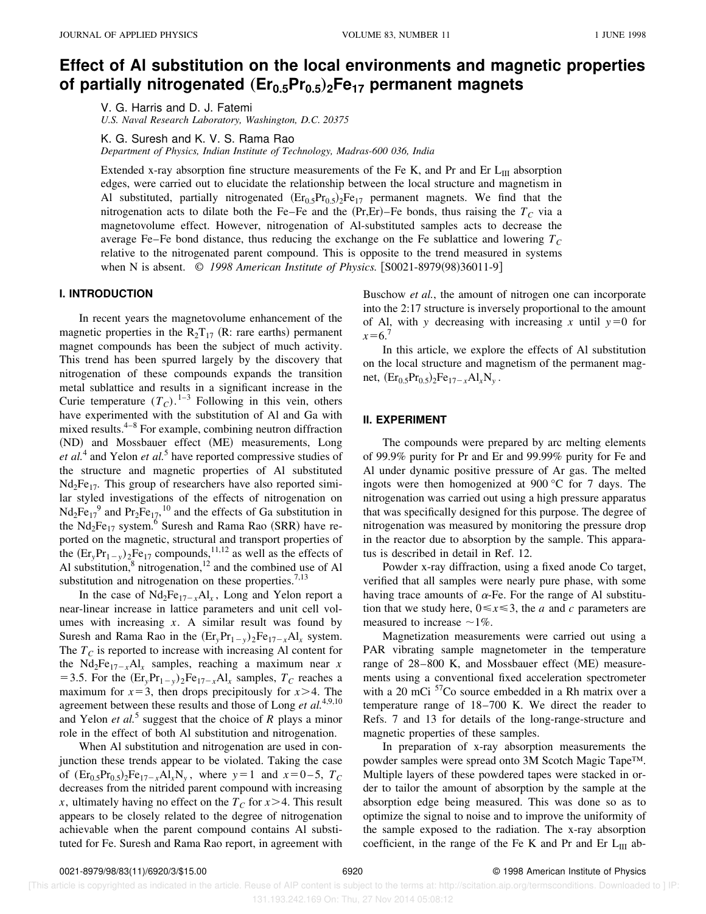# Effect of Al substitution on the local environments and magnetic properties of partially nitrogenated $(Er_{0.5}Pr_{0.5})_2Fe_{17}$ permanent magnets

V. G. Harris and D. J. Fatemi
*U.S. Naval Research Laboratory, Washington, D.C. 20375*

K. G. Suresh and K. V. S. Rama Rao
*Department of Physics, Indian Institute of Technology, Madras-600 036, India*

Extended x-ray absorption fine structure measurements of the Fe K, and Pr and Er $L_{III}$ absorption edges, were carried out to elucidate the relationship between the local structure and magnetism in Al substituted, partially nitrogenated $(Er_{0.5}Pr_{0.5})_2Fe_{17}$ permanent magnets. We find that the nitrogenation acts to dilate both the Fe–Fe and the (Pr,Er)–Fe bonds, thus raising the $T_C$ via a magnetovolume effect. However, nitrogenation of Al-substituted samples acts to decrease the average Fe–Fe bond distance, thus reducing the exchange on the Fe sublattice and lowering $T_C$ relative to the nitrogenated parent compound. This is opposite to the trend measured in systems when N is absent. © *1998 American Institute of Physics.* [S0021-8979(98)36011-9]

## I. INTRODUCTION

In recent years the magnetovolume enhancement of the magnetic properties in the $R_2T_{17}$ (R: rare earths) permanent magnet compounds has been the subject of much activity. This trend has been spurred largely by the discovery that nitrogenation of these compounds expands the transition metal sublattice and results in a significant increase in the Curie temperature ($T_C$).[1–3] Following in this vein, others have experimented with the substitution of Al and Ga with mixed results.[4–8] For example, combining neutron diffraction (ND) and Mossbauer effect (ME) measurements, Long *et al.*[4] and Yelon *et al.*[5] have reported compressive studies of the structure and magnetic properties of Al substituted $Nd_2Fe_{17}$. This group of researchers have also reported similar styled investigations of the effects of nitrogenation on $Nd_2Fe_{17}$[9] and $Pr_2Fe_{17}$,[10] and the effects of Ga substitution in the $Nd_2Fe_{17}$ system.[6] Suresh and Rama Rao (SRR) have reported on the magnetic, structural and transport properties of the $(Er_yPr_{1-y})_2Fe_{17}$ compounds,[11,12] as well as the effects of Al substitution,[8] nitrogenation,[12] and the combined use of Al substitution and nitrogenation on these properties.[7,13]

In the case of $Nd_2Fe_{17-x}Al_x$, Long and Yelon report a near-linear increase in lattice parameters and unit cell volumes with increasing $x$. A similar result was found by Suresh and Rama Rao in the $(Er_yPr_{1-y})_2Fe_{17-x}Al_x$ system. The $T_C$ is reported to increase with increasing Al content for the $Nd_2Fe_{17-x}Al_x$ samples, reaching a maximum near $x = 3.5$. For the $(Er_yPr_{1-y})_2Fe_{17-x}Al_x$ samples, $T_C$ reaches a maximum for $x=3$, then drops precipitously for $x>4$. The agreement between these results and those of Long *et al.*[4,9,10] and Yelon *et al.*[5] suggest that the choice of $R$ plays a minor role in the effect of both Al substitution and nitrogenation.

When Al substitution and nitrogenation are used in conjunction these trends appear to be violated. Taking the case of $(Er_{0.5}Pr_{0.5})_2Fe_{17-x}Al_xN_y$, where $y=1$ and $x=0-5$, $T_C$ decreases from the nitrided parent compound with increasing $x$, ultimately having no effect on the $T_C$ for $x>4$. This result appears to be closely related to the degree of nitrogenation achievable when the parent compound contains Al substituted for Fe. Suresh and Rama Rao report, in agreement with Buschow *et al.*, the amount of nitrogen one can incorporate into the 2:17 structure is inversely proportional to the amount of Al, with $y$ decreasing with increasing $x$ until $y=0$ for $x=6$.[7]

In this article, we explore the effects of Al substitution on the local structure and magnetism of the permanent magnet, $(Er_{0.5}Pr_{0.5})_2Fe_{17-x}Al_xN_y$.

## II. EXPERIMENT

The compounds were prepared by arc melting elements of 99.9% purity for Pr and Er and 99.99% purity for Fe and Al under dynamic positive pressure of Ar gas. The melted ingots were then homogenized at 900 °C for 7 days. The nitrogenation was carried out using a high pressure apparatus that was specifically designed for this purpose. The degree of nitrogenation was measured by monitoring the pressure drop in the reactor due to absorption by the sample. This apparatus is described in detail in Ref. 12.

Powder x-ray diffraction, using a fixed anode Co target, verified that all samples were nearly pure phase, with some having trace amounts of α-Fe. For the range of Al substitution that we study here, $0 \leq x \leq 3$, the $a$ and $c$ parameters are measured to increase ~1%.

Magnetization measurements were carried out using a PAR vibrating sample magnetometer in the temperature range of 28–800 K, and Mossbauer effect (ME) measurements using a conventional fixed acceleration spectrometer with a 20 mCi $^{57}Co$ source embedded in a Rh matrix over a temperature range of 18–700 K. We direct the reader to Refs. 7 and 13 for details of the long-range-structure and magnetic properties of these samples.

In preparation of x-ray absorption measurements the powder samples were spread onto 3M Scotch Magic Tape™. Multiple layers of these powdered tapes were stacked in order to tailor the amount of absorption by the sample at the absorption edge being measured. This was done so as to optimize the signal to noise and to improve the uniformity of the sample exposed to the radiation. The x-ray absorption coefficient, in the range of the Fe K and Pr and Er $L_{III}$ ab-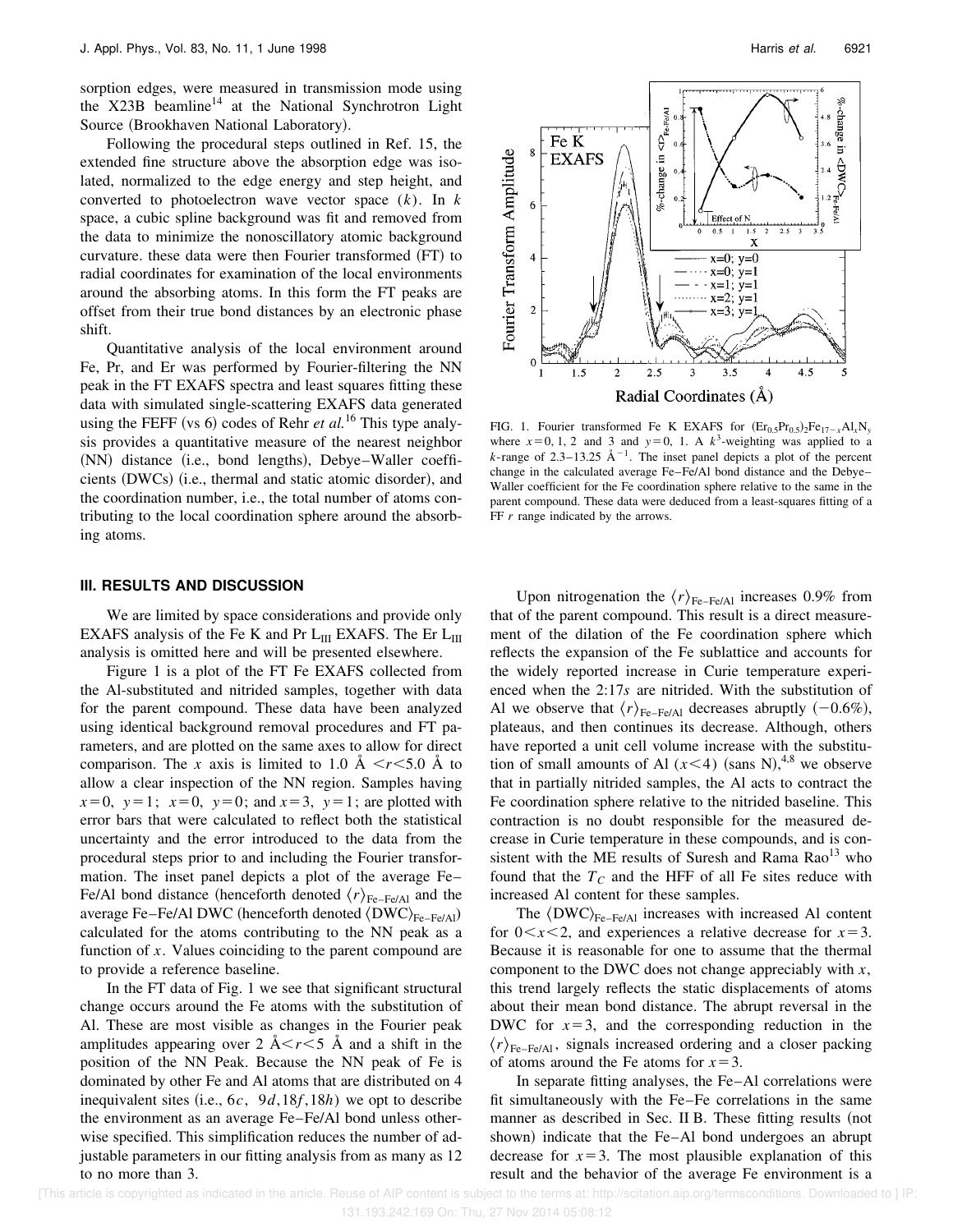sorption edges, were measured in transmission mode using the X23B beamline[14] at the National Synchrotron Light Source (Brookhaven National Laboratory).

Following the procedural steps outlined in Ref. 15, the extended fine structure above the absorption edge was isolated, normalized to the edge energy and step height, and converted to photoelectron wave vector space ($k$). In $k$ space, a cubic spline background was fit and removed from the data to minimize the nonoscillatory atomic background curvature. these data were then Fourier transformed (FT) to radial coordinates for examination of the local environments around the absorbing atoms. In this form the FT peaks are offset from their true bond distances by an electronic phase shift.

Quantitative analysis of the local environment around Fe, Pr, and Er was performed by Fourier-filtering the NN peak in the FT EXAFS spectra and least squares fitting these data with simulated single-scattering EXAFS data generated using the FEFF (vs 6) codes of Rehr *et al.*[16] This type analysis provides a quantitative measure of the nearest neighbor (NN) distance (i.e., bond lengths), Debye–Waller coefficients (DWCs) (i.e., thermal and static atomic disorder), and the coordination number, i.e., the total number of atoms contributing to the local coordination sphere around the absorbing atoms.

FIG. 1. Fourier transformed Fe K EXAFS for $(Er_{0.5}Pr_{0.5})_2Fe_{17-x}Al_xN_y$ where $x=0$, 1, 2 and 3 and $y=0$, 1. A $k^3$-weighting was applied to a $k$-range of 2.3–13.25 Å$^{-1}$. The inset panel depicts a plot of the percent change in the calculated average Fe–Fe/Al bond distance and the Debye–Waller coefficient for the Fe coordination sphere relative to the same in the parent compound. These data were deduced from a least-squares fitting of a FF $r$ range indicated by the arrows.

## III. RESULTS AND DISCUSSION

We are limited by space considerations and provide only EXAFS analysis of the Fe K and Pr $L_{III}$ EXAFS. The Er $L_{III}$ analysis is omitted here and will be presented elsewhere.

Figure 1 is a plot of the FT Fe EXAFS collected from the Al-substituted and nitrided samples, together with data for the parent compound. These data have been analyzed using identical background removal procedures and FT parameters, and are plotted on the same axes to allow for direct comparison. The $x$ axis is limited to 1.0 Å $<r<5.0$ Å to allow a clear inspection of the NN region. Samples having $x=0$, $y=1$; $x=0$, $y=0$; and $x=3$, $y=1$; are plotted with error bars that were calculated to reflect both the statistical uncertainty and the error introduced to the data from the procedural steps prior to and including the Fourier transformation. The inset panel depicts a plot of the average Fe–Fe/Al bond distance (henceforth denoted $\langle r\rangle_{\text{Fe–Fe/Al}}$ and the average Fe–Fe/Al DWC (henceforth denoted $\langle \text{DWC}\rangle_{\text{Fe–Fe/Al}}$) calculated for the atoms contributing to the NN peak as a function of $x$. Values coinciding to the parent compound are to provide a reference baseline.

In the FT data of Fig. 1 we see that significant structural change occurs around the Fe atoms with the substitution of Al. These are most visible as changes in the Fourier peak amplitudes appearing over 2 Å$<r<5$ Å and a shift in the position of the NN Peak. Because the NN peak of Fe is dominated by other Fe and Al atoms that are distributed on 4 inequivalent sites (i.e., $6c$, $9d$, $18f$, $18h$) we opt to describe the environment as an average Fe–Fe/Al bond unless otherwise specified. This simplification reduces the number of adjustable parameters in our fitting analysis from as many as 12 to no more than 3.

Upon nitrogenation the $\langle r\rangle_{\text{Fe–Fe/Al}}$ increases 0.9% from that of the parent compound. This result is a direct measurement of the dilation of the Fe coordination sphere which reflects the expansion of the Fe sublattice and accounts for the widely reported increase in Curie temperature experienced when the 2:17$s$ are nitrided. With the substitution of Al we observe that $\langle r\rangle_{\text{Fe–Fe/Al}}$ decreases abruptly (−0.6%), plateaus, and then continues its decrease. Although, others have reported a unit cell volume increase with the substitution of small amounts of Al ($x<4$) (sans N),[4,8] we observe that in partially nitrided samples, the Al acts to contract the Fe coordination sphere relative to the nitrided baseline. This contraction is no doubt responsible for the measured decrease in Curie temperature in these compounds, and is consistent with the ME results of Suresh and Rama Rao[13] who found that the $T_C$ and the HFF of all Fe sites reduce with increased Al content for these samples.

The $\langle \text{DWC}\rangle_{\text{Fe–Fe/Al}}$ increases with increased Al content for $0<x<2$, and experiences a relative decrease for $x=3$. Because it is reasonable for one to assume that the thermal component to the DWC does not change appreciably with $x$, this trend largely reflects the static displacements of atoms about their mean bond distance. The abrupt reversal in the DWC for $x=3$, and the corresponding reduction in the $\langle r\rangle_{\text{Fe–Fe/Al}}$, signals increased ordering and a closer packing of atoms around the Fe atoms for $x=3$.

In separate fitting analyses, the Fe–Al correlations were fit simultaneously with the Fe–Fe correlations in the same manner as described in Sec. II B. These fitting results (not shown) indicate that the Fe–Al bond undergoes an abrupt decrease for $x=3$. The most plausible explanation of this result and the behavior of the average Fe environment is a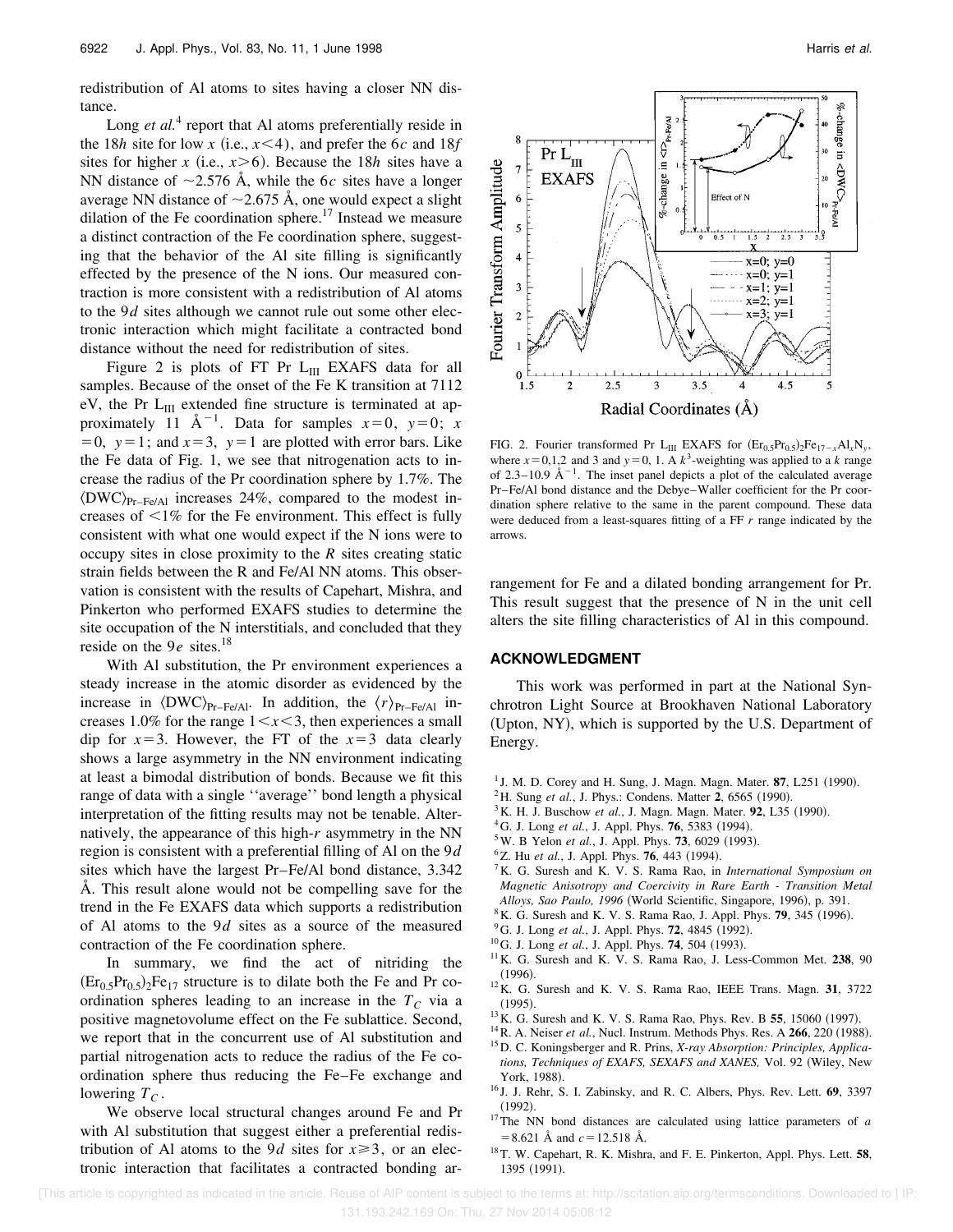redistribution of Al atoms to sites having a closer NN distance.

Long *et al.*[4] report that Al atoms preferentially reside in the 18*h* site for low *x* (i.e., $x<4$), and prefer the 6*c* and 18*f* sites for higher *x* (i.e., $x>6$). Because the 18*h* sites have a NN distance of ~2.576 Å, while the 6*c* sites have a longer average NN distance of ~2.675 Å, one would expect a slight dilation of the Fe coordination sphere.[17] Instead we measure a distinct contraction of the Fe coordination sphere, suggesting that the behavior of the Al site filling is significantly effected by the presence of the N ions. Our measured contraction is more consistent with a redistribution of Al atoms to the 9*d* sites although we cannot rule out some other electronic interaction which might facilitate a contracted bond distance without the need for redistribution of sites.

Figure 2 is plots of FT Pr $L_{III}$ EXAFS data for all samples. Because of the onset of the Fe K transition at 7112 eV, the Pr $L_{III}$ extended fine structure is terminated at approximately 11 $Å^{-1}$. Data for samples $x=0$, $y=0$; $x=0$, $y=1$; and $x=3$, $y=1$ are plotted with error bars. Like the Fe data of Fig. 1, we see that nitrogenation acts to increase the radius of the Pr coordination sphere by 1.7%. The $\langle DWC \rangle_{Pr-Fe/Al}$ increases 24%, compared to the modest increases of <1% for the Fe environment. This effect is fully consistent with what one would expect if the N ions were to occupy sites in close proximity to the *R* sites creating static strain fields between the R and Fe/Al NN atoms. This observation is consistent with the results of Capehart, Mishra, and Pinkerton who performed EXAFS studies to determine the site occupation of the N interstitials, and concluded that they reside on the 9*e* sites.[18]

With Al substitution, the Pr environment experiences a steady increase in the atomic disorder as evidenced by the increase in $\langle DWC \rangle_{Pr-Fe/Al}$. In addition, the $\langle r \rangle_{Pr-Fe/Al}$ increases 1.0% for the range $1<x<3$, then experiences a small dip for $x=3$. However, the FT of the $x=3$ data clearly shows a large asymmetry in the NN environment indicating at least a bimodal distribution of bonds. Because we fit this range of data with a single ''average'' bond length a physical interpretation of the fitting results may not be tenable. Alternatively, the appearance of this high-*r* asymmetry in the NN region is consistent with a preferential filling of Al on the 9*d* sites which have the largest Pr–Fe/Al bond distance, 3.342 Å. This result alone would not be compelling save for the trend in the Fe EXAFS data which supports a redistribution of Al atoms to the 9*d* sites as a source of the measured contraction of the Fe coordination sphere.

In summary, we find the act of nitriding the $(Er_{0.5}Pr_{0.5})_2Fe_{17}$ structure is to dilate both the Fe and Pr coordination spheres leading to an increase in the $T_C$ via a positive magnetovolume effect on the Fe sublattice. Second, we report that in the concurrent use of Al substitution and partial nitrogenation acts to reduce the radius of the Fe coordination sphere thus reducing the Fe–Fe exchange and lowering $T_C$.

We observe local structural changes around Fe and Pr with Al substitution that suggest either a preferential redistribution of Al atoms to the 9*d* sites for $x \geq 3$, or an electronic interaction that facilitates a contracted bonding arrangement for Fe and a dilated bonding arrangement for Pr. This result suggest that the presence of N in the unit cell alters the site filling characteristics of Al in this compound.

Pr $L_{III}$ EXAFS

Fourier Transform Amplitude

Radial Coordinates (Å)

x=0; y=0
x=0; y=1
x=1; y=1
x=2; y=1
x=3; y=1

%-change in $\langle r \rangle_{Pr-Fe/Al}$

%-change in $\langle DWC \rangle_{Pr-Fe/Al}$

Effect of N

x

FIG. 2. Fourier transformed Pr $L_{III}$ EXAFS for $(Er_{0.5}Pr_{0.5})_2Fe_{17-x}Al_xN_y$, where $x=0,1,2$ and 3 and $y=0$, 1. A $k^3$-weighting was applied to a *k* range of 2.3–10.9 $Å^{-1}$. The inset panel depicts a plot of the calculated average Pr–Fe/Al bond distance and the Debye–Waller coefficient for the Pr coordination sphere relative to the same in the parent compound. These data were deduced from a least-squares fitting of a FF *r* range indicated by the arrows.

## ACKNOWLEDGMENT

This work was performed in part at the National Synchrotron Light Source at Brookhaven National Laboratory (Upton, NY), which is supported by the U.S. Department of Energy.

[1] J. M. D. Corey and H. Sung, J. Magn. Magn. Mater. **87**, L251 (1990).
[2] H. Sung *et al.*, J. Phys.: Condens. Matter **2**, 6565 (1990).
[3] K. H. J. Buschow *et al.*, J. Magn. Magn. Mater. **92**, L35 (1990).
[4] G. J. Long *et al.*, J. Appl. Phys. **76**, 5383 (1994).
[5] W. B Yelon *et al.*, J. Appl. Phys. **73**, 6029 (1993).
[6] Z. Hu *et al.*, J. Appl. Phys. **76**, 443 (1994).
[7] K. G. Suresh and K. V. S. Rama Rao, in *International Symposium on Magnetic Anisotropy and Coercivity in Rare Earth - Transition Metal Alloys, Sao Paulo, 1996* (World Scientific, Singapore, 1996), p. 391.
[8] K. G. Suresh and K. V. S. Rama Rao, J. Appl. Phys. **79**, 345 (1996).
[9] G. J. Long *et al.*, J. Appl. Phys. **72**, 4845 (1992).
[10] G. J. Long *et al.*, J. Appl. Phys. **74**, 504 (1993).
[11] K. G. Suresh and K. V. S. Rama Rao, J. Less-Common Met. **238**, 90 (1996).
[12] K. G. Suresh and K. V. S. Rama Rao, IEEE Trans. Magn. **31**, 3722 (1995).
[13] K. G. Suresh and K. V. S. Rama Rao, Phys. Rev. B **55**, 15060 (1997).
[14] R. A. Neiser *et al.*, Nucl. Instrum. Methods Phys. Res. A **266**, 220 (1988).
[15] D. C. Koningsberger and R. Prins, *X-ray Absorption: Principles, Applications, Techniques of EXAFS, SEXAFS and XANES,* Vol. 92 (Wiley, New York, 1988).
[16] J. J. Rehr, S. I. Zabinsky, and R. C. Albers, Phys. Rev. Lett. **69**, 3397 (1992).
[17] The NN bond distances are calculated using lattice parameters of $a=8.621$ Å and $c=12.518$ Å.
[18] T. W. Capehart, R. K. Mishra, and F. E. Pinkerton, Appl. Phys. Lett. **58**, 1395 (1991).